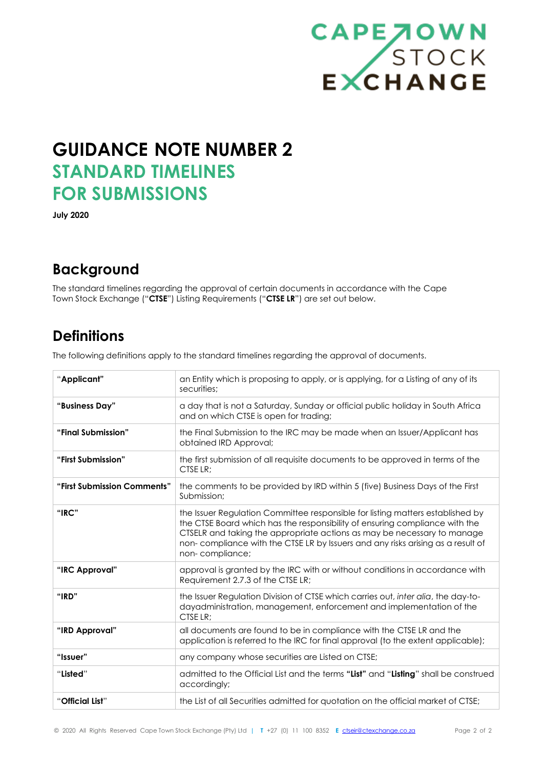# GUIDANCE NOTE NUMBER 2

## STANDARD TIMELINES FOR SUBMISSIONS

**July 2020**

## Background

The standard timelines regarding the approval of certain documents in accordance with the Cape Town Stock Exchange ("**CTSE**") Listing Requirements ("**CTSE LR**") are set out below.

## Definitions

The following definitions apply to the standard timelines regarding the approval of documents.

| | |
|---|---|
| "**Applicant**" | an Entity which is proposing to apply, or is applying, for a Listing of any of its securities; |
| "**Business Day**" | a day that is not a Saturday, Sunday or official public holiday in South Africa and on which CTSE is open for trading; |
| "**Final Submission**" | the Final Submission to the IRC may be made when an Issuer/Applicant has obtained IRD Approval; |
| "**First Submission**" | the first submission of all requisite documents to be approved in terms of the CTSE LR; |
| "**First Submission Comments**" | the comments to be provided by IRD within 5 (five) Business Days of the First Submission; |
| "**IRC**" | the Issuer Regulation Committee responsible for listing matters established by the CTSE Board which has the responsibility of ensuring compliance with the CTSELR and taking the appropriate actions as may be necessary to manage non- compliance with the CTSE LR by Issuers and any risks arising as a result of non- compliance; |
| "**IRC Approval**" | approval is granted by the IRC with or without conditions in accordance with Requirement 2.7.3 of the CTSE LR; |
| "**IRD**" | the Issuer Regulation Division of CTSE which carries out, *inter alia*, the day-to-dayadministration, management, enforcement and implementation of the CTSE LR; |
| "**IRD Approval**" | all documents are found to be in compliance with the CTSE LR and the application is referred to the IRC for final approval (to the extent applicable); |
| "**Issuer**" | any company whose securities are Listed on CTSE; |
| "**Listed**" | admitted to the Official List and the terms **"List"** and "**Listing**" shall be construed accordingly; |
| "**Official List**" | the List of all Securities admitted for quotation on the official market of CTSE; |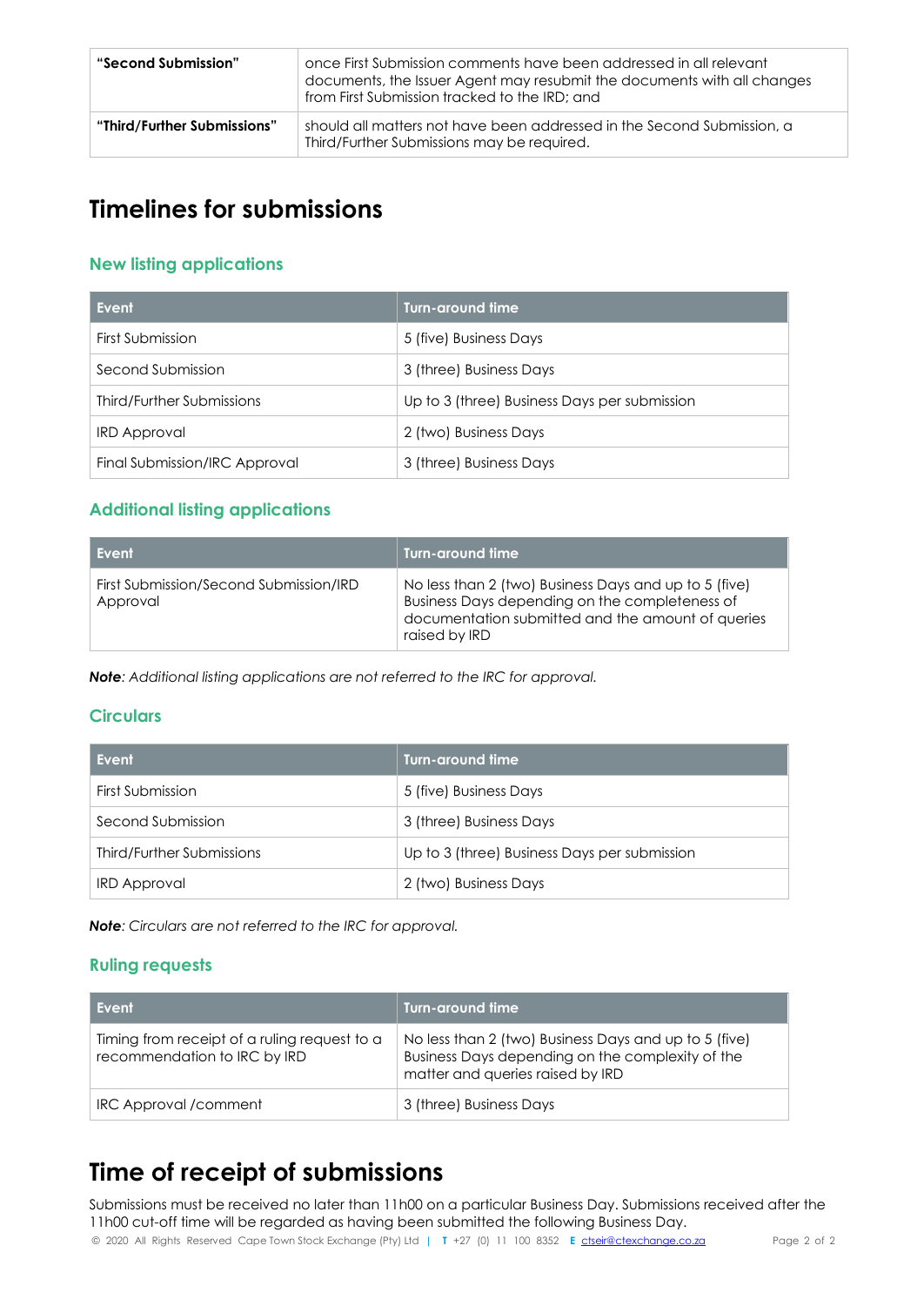| | |
|---|---|
| **“Second Submission”** | once First Submission comments have been addressed in all relevant documents, the Issuer Agent may resubmit the documents with all changes from First Submission tracked to the IRD; and |
| **“Third/Further Submissions”** | should all matters not have been addressed in the Second Submission, a Third/Further Submissions may be required. |

# Timelines for submissions

### New listing applications

| Event | Turn-around time |
|---|---|
| First Submission | 5 (five) Business Days |
| Second Submission | 3 (three) Business Days |
| Third/Further Submissions | Up to 3 (three) Business Days per submission |
| IRD Approval | 2 (two) Business Days |
| Final Submission/IRC Approval | 3 (three) Business Days |

### Additional listing applications

| Event | Turn-around time |
|---|---|
| First Submission/Second Submission/IRD Approval | No less than 2 (two) Business Days and up to 5 (five) Business Days depending on the completeness of documentation submitted and the amount of queries raised by IRD |

***Note****: Additional listing applications are not referred to the IRC for approval.*

### Circulars

| Event | Turn-around time |
|---|---|
| First Submission | 5 (five) Business Days |
| Second Submission | 3 (three) Business Days |
| Third/Further Submissions | Up to 3 (three) Business Days per submission |
| IRD Approval | 2 (two) Business Days |

***Note****: Circulars are not referred to the IRC for approval.*

### Ruling requests

| Event | Turn-around time |
|---|---|
| Timing from receipt of a ruling request to a recommendation to IRC by IRD | No less than 2 (two) Business Days and up to 5 (five) Business Days depending on the complexity of the matter and queries raised by IRD |
| IRC Approval /comment | 3 (three) Business Days |

# Time of receipt of submissions

Submissions must be received no later than 11h00 on a particular Business Day. Submissions received after the 11h00 cut-off time will be regarded as having been submitted the following Business Day.